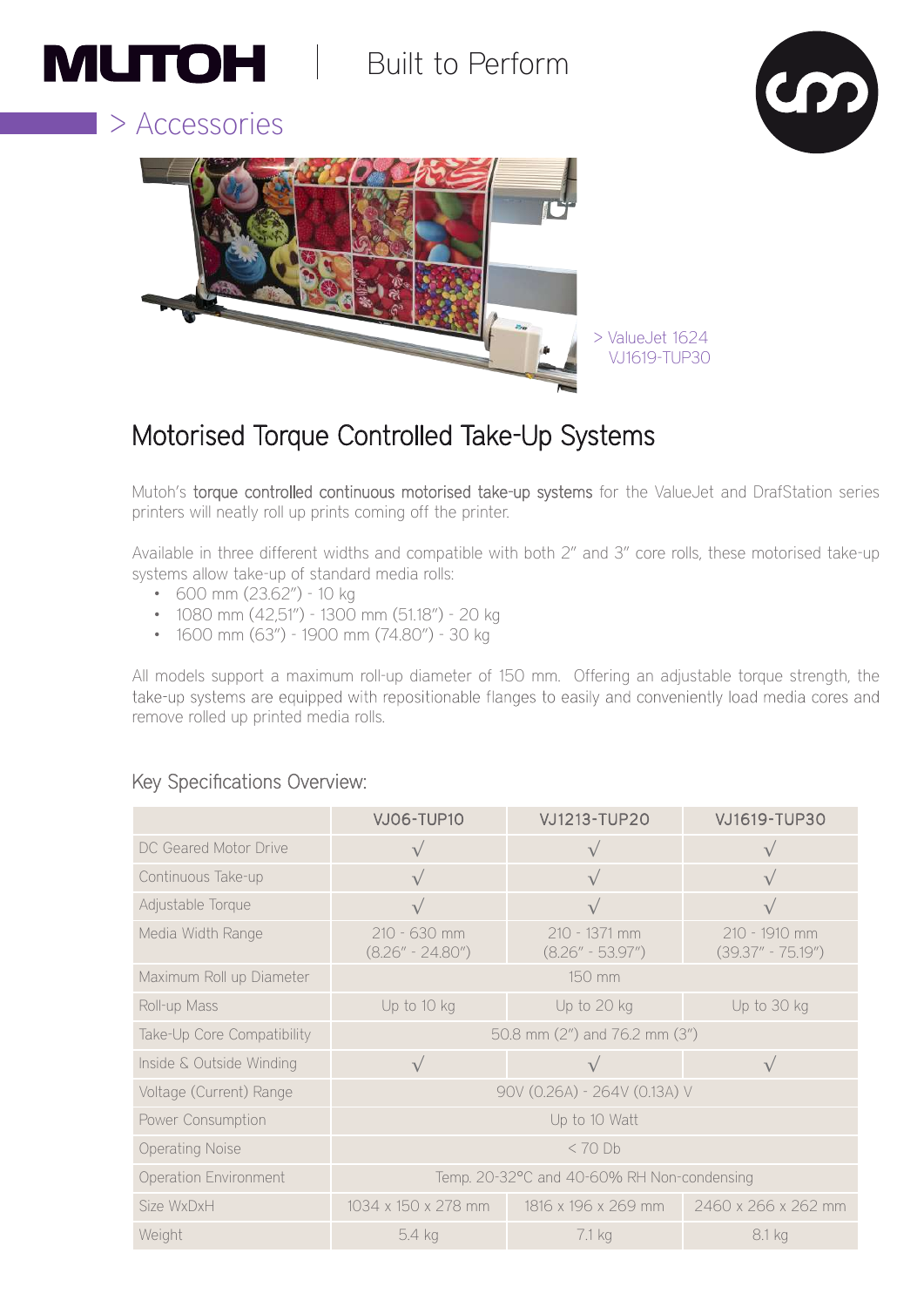MUTOH | Built to Perform

> Accessories

> ValueJet 1624
VJ1619-TUP30

# Motorised Torque Controlled Take-Up Systems

Mutoh's **torque controlled continuous motorised take-up systems** for the ValueJet and DrafStation series printers will neatly roll up prints coming off the printer.

Available in three different widths and compatible with both 2" and 3" core rolls, these motorised take-up systems allow take-up of standard media rolls:

- 600 mm (23.62") - 10 kg
- 1080 mm (42,51") - 1300 mm (51.18") - 20 kg
- 1600 mm (63") - 1900 mm (74.80") - 30 kg

All models support a maximum roll-up diameter of 150 mm. Offering an adjustable torque strength, the take-up systems are equipped with repositionable flanges to easily and conveniently load media cores and remove rolled up printed media rolls.

## Key Specifications Overview:

| | VJ06-TUP10 | VJ1213-TUP20 | VJ1619-TUP30 |
|---|---|---|---|
| DC Geared Motor Drive | √ | √ | √ |
| Continuous Take-up | √ | √ | √ |
| Adjustable Torque | √ | √ | √ |
| Media Width Range | 210 - 630 mm (8.26" - 24.80") | 210 - 1371 mm (8.26" - 53.97") | 210 - 1910 mm (39.37" - 75.19") |
| Maximum Roll up Diameter | 150 mm | | |
| Roll-up Mass | Up to 10 kg | Up to 20 kg | Up to 30 kg |
| Take-Up Core Compatibility | 50.8 mm (2") and 76.2 mm (3") | | |
| Inside & Outside Winding | √ | √ | √ |
| Voltage (Current) Range | 90V (0.26A) - 264V (0.13A) V | | |
| Power Consumption | Up to 10 Watt | | |
| Operating Noise | < 70 Db | | |
| Operation Environment | Temp. 20-32°C and 40-60% RH Non-condensing | | |
| Size WxDxH | 1034 x 150 x 278 mm | 1816 x 196 x 269 mm | 2460 x 266 x 262 mm |
| Weight | 5.4 kg | 7.1 kg | 8.1 kg |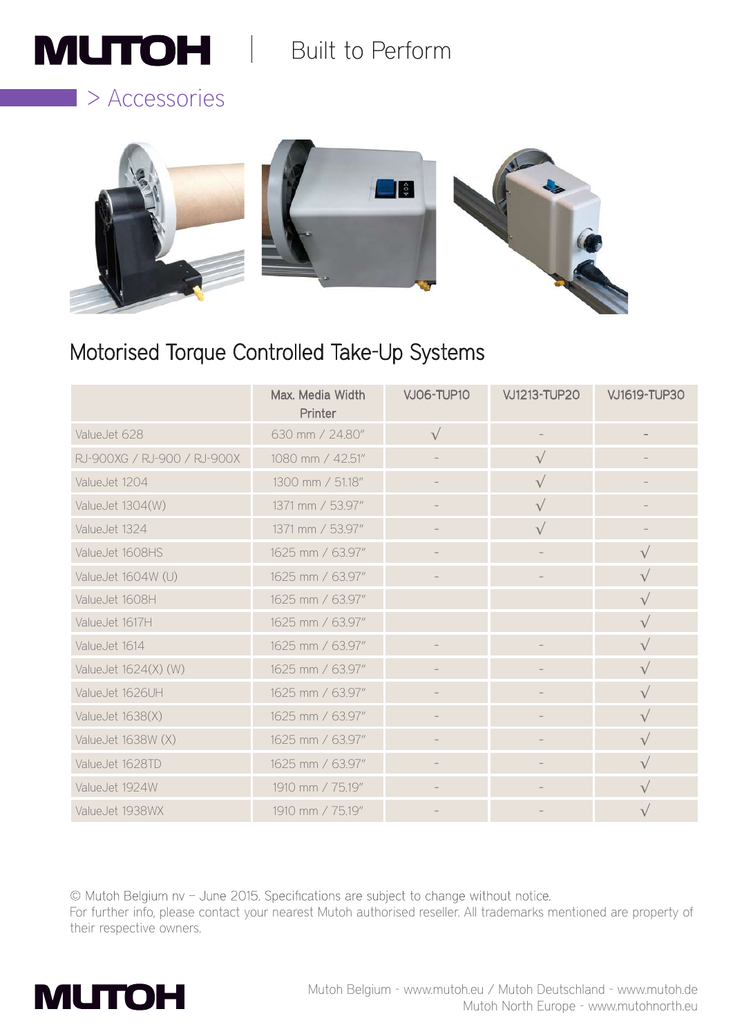# MUTOH | Built to Perform

## > Accessories

## Motorised Torque Controlled Take-Up Systems

| | Max. Media Width Printer | VJ06-TUP10 | VJ1213-TUP20 | VJ1619-TUP30 |
|---|---|---|---|---|
| ValueJet 628 | 630 mm / 24.80" | √ | - | - |
| RJ-900XG / RJ-900 / RJ-900X | 1080 mm / 42.51" | - | √ | - |
| ValueJet 1204 | 1300 mm / 51.18" | - | √ | - |
| ValueJet 1304(W) | 1371 mm / 53.97" | - | √ | - |
| ValueJet 1324 | 1371 mm / 53.97" | - | √ | - |
| ValueJet 1608HS | 1625 mm / 63.97" | - | - | √ |
| ValueJet 1604W (U) | 1625 mm / 63.97" | - | - | √ |
| ValueJet 1608H | 1625 mm / 63.97" | | | √ |
| ValueJet 1617H | 1625 mm / 63.97" | | | √ |
| ValueJet 1614 | 1625 mm / 63.97" | - | - | √ |
| ValueJet 1624(X) (W) | 1625 mm / 63.97" | - | - | √ |
| ValueJet 1626UH | 1625 mm / 63.97" | - | - | √ |
| ValueJet 1638(X) | 1625 mm / 63.97" | - | - | √ |
| ValueJet 1638W (X) | 1625 mm / 63.97" | - | - | √ |
| ValueJet 1628TD | 1625 mm / 63.97" | - | - | √ |
| ValueJet 1924W | 1910 mm / 75.19" | - | - | √ |
| ValueJet 1938WX | 1910 mm / 75.19" | - | - | √ |

© Mutoh Belgium nv – June 2015. Specifications are subject to change without notice.
For further info, please contact your nearest Mutoh authorised reseller. All trademarks mentioned are property of their respective owners.

MUTOH

Mutoh Belgium - www.mutoh.eu / Mutoh Deutschland - www.mutoh.de
Mutoh North Europe - www.mutohnorth.eu